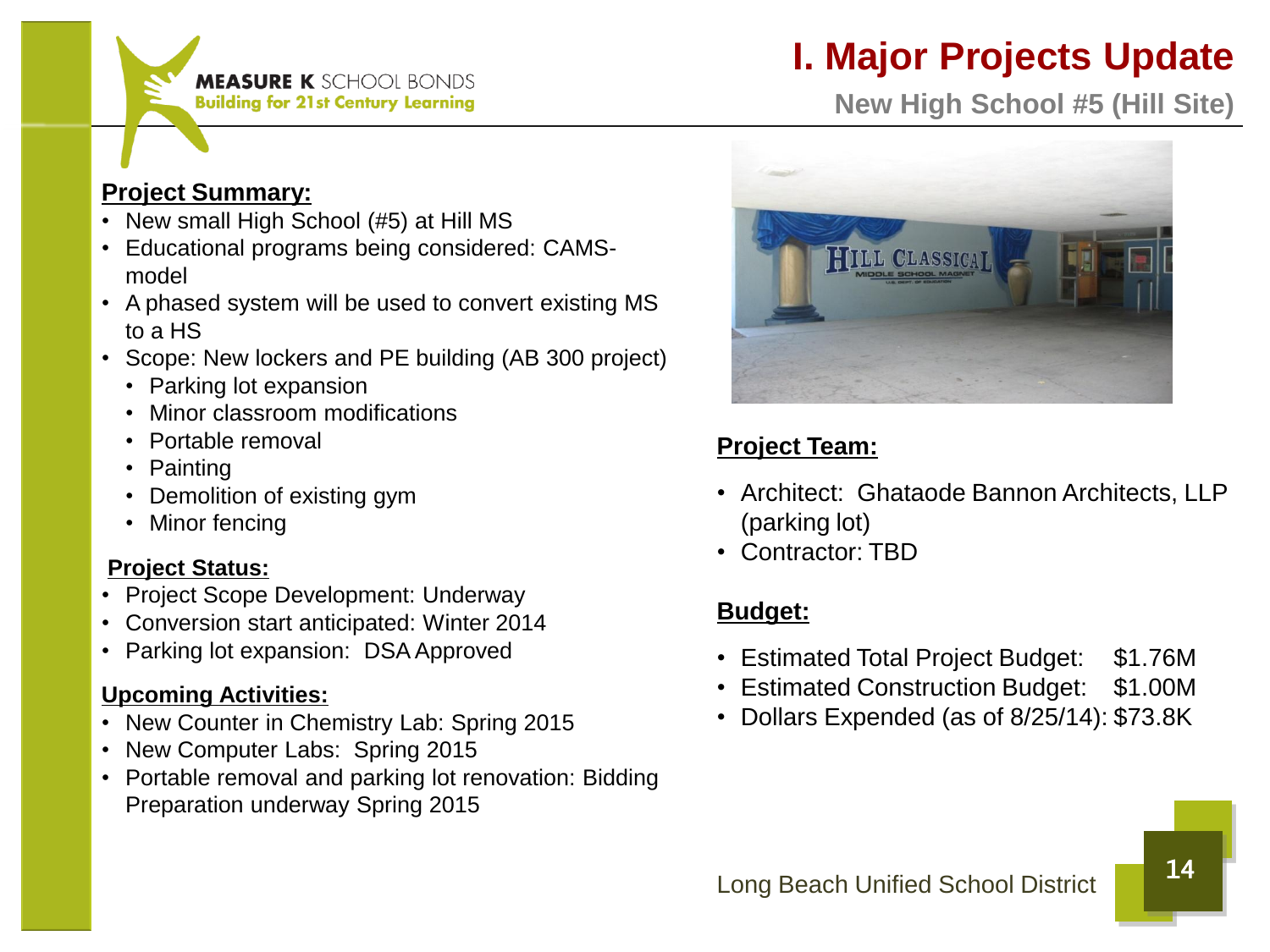MEASURE K SCHOOL BONDS
Building for 21st Century Learning

# I. Major Projects Update

## New High School #5 (Hill Site)

**Project Summary:**

- New small High School (#5) at Hill MS
- Educational programs being considered: CAMS-model
- A phased system will be used to convert existing MS to a HS
- Scope: New lockers and PE building (AB 300 project)
  - Parking lot expansion
  - Minor classroom modifications
  - Portable removal
  - Painting
  - Demolition of existing gym
  - Minor fencing

**Project Status:**

- Project Scope Development: Underway
- Conversion start anticipated: Winter 2014
- Parking lot expansion: DSA Approved

**Upcoming Activities:**

- New Counter in Chemistry Lab: Spring 2015
- New Computer Labs: Spring 2015
- Portable removal and parking lot renovation: Bidding Preparation underway Spring 2015

**Project Team:**

- Architect: Ghataode Bannon Architects, LLP (parking lot)
- Contractor: TBD

**Budget:**

- Estimated Total Project Budget: $1.76M
- Estimated Construction Budget: $1.00M
- Dollars Expended (as of 8/25/14): $73.8K

Long Beach Unified School District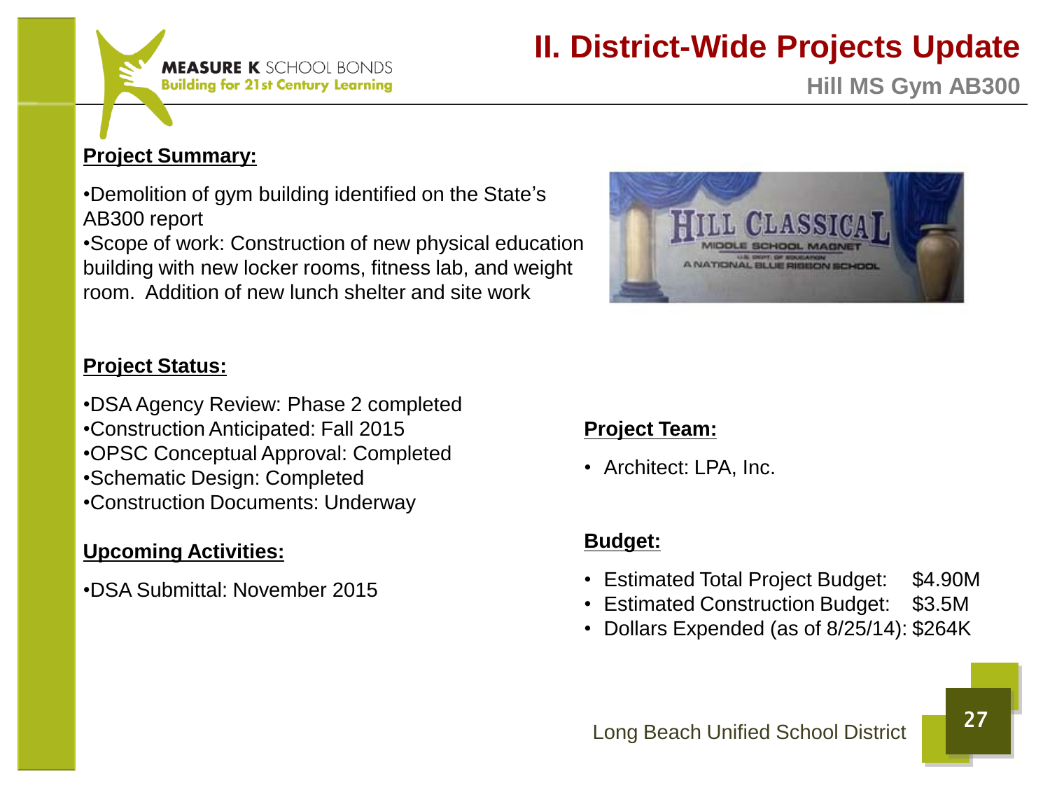MEASURE K SCHOOL BONDS
Building for 21st Century Learning

# II. District-Wide Projects Update

## Hill MS Gym AB300

**Project Summary:**

•Demolition of gym building identified on the State's AB300 report
•Scope of work: Construction of new physical education building with new locker rooms, fitness lab, and weight room. Addition of new lunch shelter and site work

**Project Status:**

•DSA Agency Review: Phase 2 completed
•Construction Anticipated: Fall 2015
•OPSC Conceptual Approval: Completed
•Schematic Design: Completed
•Construction Documents: Underway

**Upcoming Activities:**

•DSA Submittal: November 2015

**Project Team:**

- Architect: LPA, Inc.

**Budget:**

- Estimated Total Project Budget: $4.90M
- Estimated Construction Budget: $3.5M
- Dollars Expended (as of 8/25/14): $264K

Long Beach Unified School District